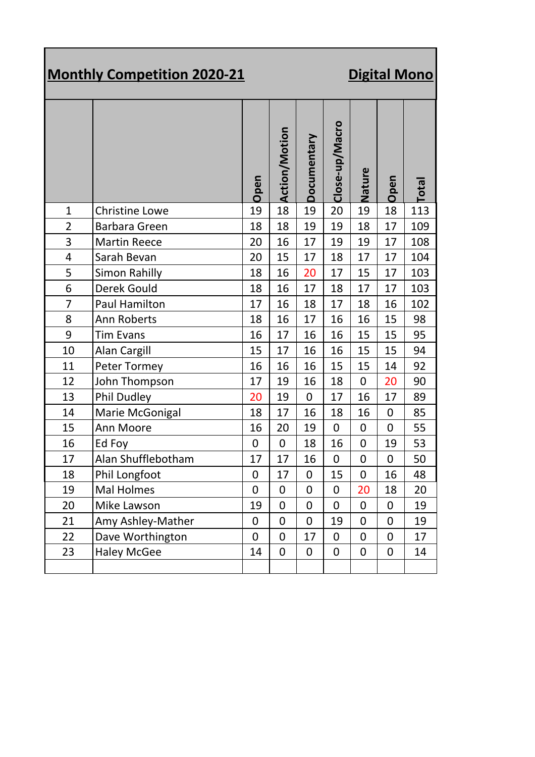## Monthly Competition 2020-21 — Digital Mono

| | | Open | Action/Motion | Documentary | Close-up/Macro | Nature | Open | Total |
|---|---|---|---|---|---|---|---|---|
| 1 | Christine Lowe | 19 | 18 | 19 | 20 | 19 | 18 | 113 |
| 2 | Barbara Green | 18 | 18 | 19 | 19 | 18 | 17 | 109 |
| 3 | Martin Reece | 20 | 16 | 17 | 19 | 19 | 17 | 108 |
| 4 | Sarah Bevan | 20 | 15 | 17 | 18 | 17 | 17 | 104 |
| 5 | Simon Rahilly | 18 | 16 | 20 | 17 | 15 | 17 | 103 |
| 6 | Derek Gould | 18 | 16 | 17 | 18 | 17 | 17 | 103 |
| 7 | Paul Hamilton | 17 | 16 | 18 | 17 | 18 | 16 | 102 |
| 8 | Ann Roberts | 18 | 16 | 17 | 16 | 16 | 15 | 98 |
| 9 | Tim Evans | 16 | 17 | 16 | 16 | 15 | 15 | 95 |
| 10 | Alan Cargill | 15 | 17 | 16 | 16 | 15 | 15 | 94 |
| 11 | Peter Tormey | 16 | 16 | 16 | 15 | 15 | 14 | 92 |
| 12 | John Thompson | 17 | 19 | 16 | 18 | 0 | 20 | 90 |
| 13 | Phil Dudley | 20 | 19 | 0 | 17 | 16 | 17 | 89 |
| 14 | Marie McGonigal | 18 | 17 | 16 | 18 | 16 | 0 | 85 |
| 15 | Ann Moore | 16 | 20 | 19 | 0 | 0 | 0 | 55 |
| 16 | Ed Foy | 0 | 0 | 18 | 16 | 0 | 19 | 53 |
| 17 | Alan Shufflebotham | 17 | 17 | 16 | 0 | 0 | 0 | 50 |
| 18 | Phil Longfoot | 0 | 17 | 0 | 15 | 0 | 16 | 48 |
| 19 | Mal Holmes | 0 | 0 | 0 | 0 | 20 | 18 | 20 |
| 20 | Mike Lawson | 19 | 0 | 0 | 0 | 0 | 0 | 19 |
| 21 | Amy Ashley-Mather | 0 | 0 | 0 | 19 | 0 | 0 | 19 |
| 22 | Dave Worthington | 0 | 0 | 17 | 0 | 0 | 0 | 17 |
| 23 | Haley McGee | 14 | 0 | 0 | 0 | 0 | 0 | 14 |